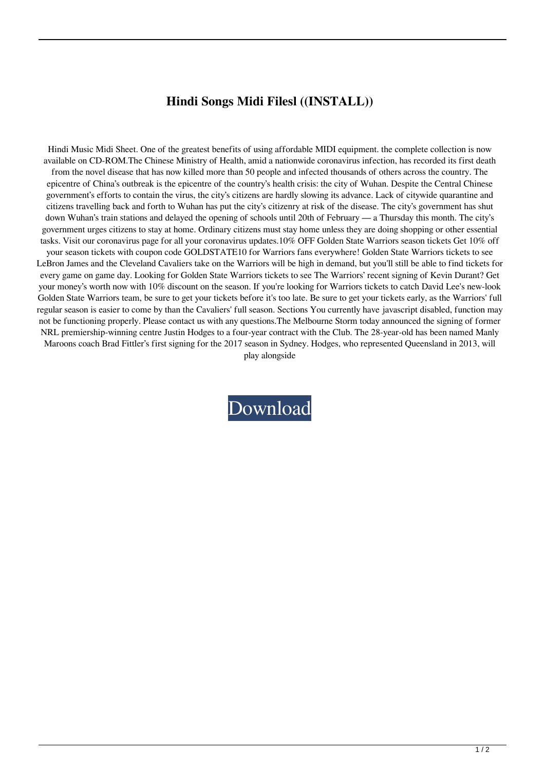# Hindi Songs Midi Filesl ((INSTALL))

Hindi Music Midi Sheet. One of the greatest benefits of using affordable MIDI equipment. the complete collection is now available on CD-ROM.The Chinese Ministry of Health, amid a nationwide coronavirus infection, has recorded its first death from the novel disease that has now killed more than 50 people and infected thousands of others across the country. The epicentre of China's outbreak is the epicentre of the country's health crisis: the city of Wuhan. Despite the Central Chinese government's efforts to contain the virus, the city's citizens are hardly slowing its advance. Lack of citywide quarantine and citizens travelling back and forth to Wuhan has put the city's citizenry at risk of the disease. The city's government has shut down Wuhan's train stations and delayed the opening of schools until 20th of February — a Thursday this month. The city's government urges citizens to stay at home. Ordinary citizens must stay home unless they are doing shopping or other essential tasks. Visit our coronavirus page for all your coronavirus updates.10% OFF Golden State Warriors season tickets Get 10% off your season tickets with coupon code GOLDSTATE10 for Warriors fans everywhere! Golden State Warriors tickets to see LeBron James and the Cleveland Cavaliers take on the Warriors will be high in demand, but you'll still be able to find tickets for every game on game day. Looking for Golden State Warriors tickets to see The Warriors' recent signing of Kevin Durant? Get your money's worth now with 10% discount on the season. If you're looking for Warriors tickets to catch David Lee's new-look Golden State Warriors team, be sure to get your tickets before it's too late. Be sure to get your tickets early, as the Warriors' full regular season is easier to come by than the Cavaliers' full season. Sections You currently have javascript disabled, function may not be functioning properly. Please contact us with any questions.The Melbourne Storm today announced the signing of former NRL premiership-winning centre Justin Hodges to a four-year contract with the Club. The 28-year-old has been named Manly Maroons coach Brad Fittler's first signing for the 2017 season in Sydney. Hodges, who represented Queensland in 2013, will play alongside

Download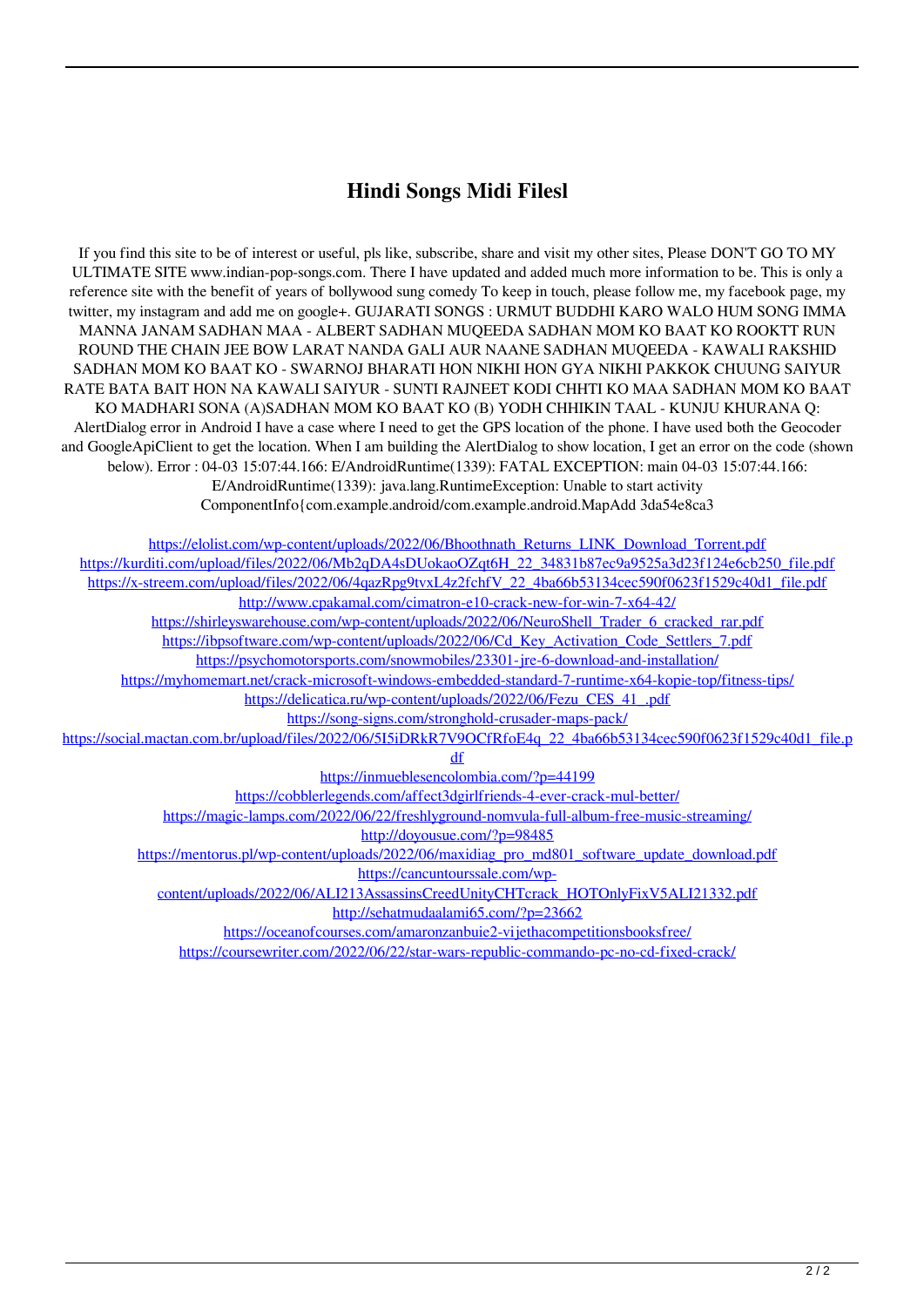# Hindi Songs Midi Filesl

If you find this site to be of interest or useful, pls like, subscribe, share and visit my other sites, Please DON'T GO TO MY ULTIMATE SITE www.indian-pop-songs.com. There I have updated and added much more information to be. This is only a reference site with the benefit of years of bollywood sung comedy To keep in touch, please follow me, my facebook page, my twitter, my instagram and add me on google+. GUJARATI SONGS : URMUT BUDDHI KARO WALO HUM SONG IMMA MANNA JANAM SADHAN MAA - ALBERT SADHAN MUQEEDA SADHAN MOM KO BAAT KO ROOKTT RUN ROUND THE CHAIN JEE BOW LARAT NANDA GALI AUR NAANE SADHAN MUQEEDA - KAWALI RAKSHID SADHAN MOM KO BAAT KO - SWARNOJ BHARATI HON NIKHI HON GYA NIKHI PAKKOK CHUUNG SAIYUR RATE BATA BAIT HON NA KAWALI SAIYUR - SUNTI RAJNEET KODI CHHTI KO MAA SADHAN MOM KO BAAT KO MADHARI SONA (A)SADHAN MOM KO BAAT KO (B) YODH CHHIKIN TAAL - KUNJU KHURANA Q: AlertDialog error in Android I have a case where I need to get the GPS location of the phone. I have used both the Geocoder and GoogleApiClient to get the location. When I am building the AlertDialog to show location, I get an error on the code (shown below). Error : 04-03 15:07:44.166: E/AndroidRuntime(1339): FATAL EXCEPTION: main 04-03 15:07:44.166: E/AndroidRuntime(1339): java.lang.RuntimeException: Unable to start activity ComponentInfo{com.example.android/com.example.android.MapAdd 3da54e8ca3

https://elolist.com/wp-content/uploads/2022/06/Bhoothnath_Returns_LINK_Download_Torrent.pdf
https://kurditi.com/upload/files/2022/06/Mb2qDA4sDUokaoOZqt6H_22_34831b87ec9a9525a3d23f124e6cb250_file.pdf
https://x-streem.com/upload/files/2022/06/4qazRpg9tvxL4z2fchfV_22_4ba66b53134cec590f0623f1529c40d1_file.pdf
http://www.cpakamal.com/cimatron-e10-crack-new-for-win-7-x64-42/
https://shirleyswarehouse.com/wp-content/uploads/2022/06/NeuroShell_Trader_6_cracked_rar.pdf
https://ibpsoftware.com/wp-content/uploads/2022/06/Cd_Key_Activation_Code_Settlers_7.pdf
https://psychomotorsports.com/snowmobiles/23301-jre-6-download-and-installation/
https://myhomemart.net/crack-microsoft-windows-embedded-standard-7-runtime-x64-kopie-top/fitness-tips/
https://delicatica.ru/wp-content/uploads/2022/06/Fezu_CES_41_.pdf
https://song-signs.com/stronghold-crusader-maps-pack/
https://social.mactan.com.br/upload/files/2022/06/5I5iDRkR7V9OCfRfoE4q_22_4ba66b53134cec590f0623f1529c40d1_file.pdf
https://inmueblesencolombia.com/?p=44199
https://cobblerlegends.com/affect3dgirlfriends-4-ever-crack-mul-better/
https://magic-lamps.com/2022/06/22/freshlyground-nomvula-full-album-free-music-streaming/
http://doyousue.com/?p=98485
https://mentorus.pl/wp-content/uploads/2022/06/maxidiag_pro_md801_software_update_download.pdf
https://cancuntourssale.com/wp-content/uploads/2022/06/ALI213AssassinsCreedUnityCHTcrack_HOTOnlyFixV5ALI21332.pdf
http://sehatmudaalami65.com/?p=23662
https://oceanofcourses.com/amaronzanbuie2-vijethacompetitionsbooksfree/
https://coursewriter.com/2022/06/22/star-wars-republic-commando-pc-no-cd-fixed-crack/